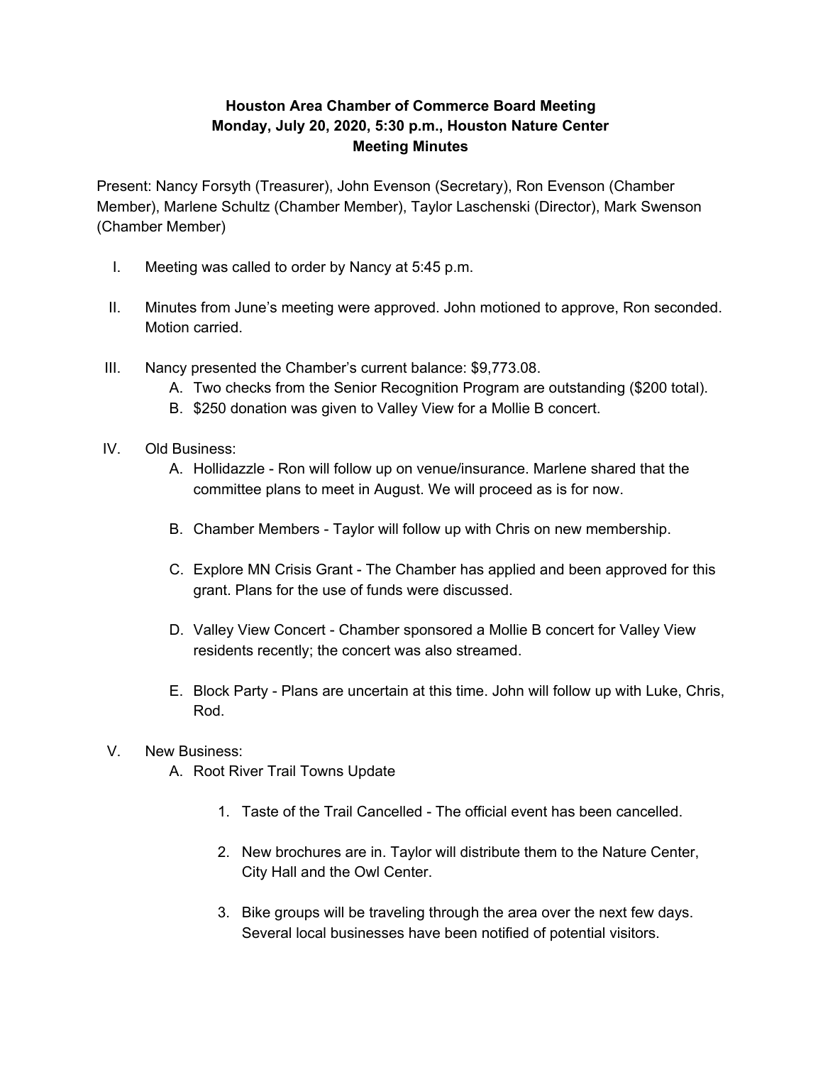# Houston Area Chamber of Commerce Board Meeting
## Monday, July 20, 2020, 5:30 p.m., Houston Nature Center
## Meeting Minutes

Present: Nancy Forsyth (Treasurer), John Evenson (Secretary), Ron Evenson (Chamber Member), Marlene Schultz (Chamber Member), Taylor Laschenski (Director), Mark Swenson (Chamber Member)

I. Meeting was called to order by Nancy at 5:45 p.m.

II. Minutes from June's meeting were approved. John motioned to approve, Ron seconded. Motion carried.

III. Nancy presented the Chamber's current balance: $9,773.08.
   A. Two checks from the Senior Recognition Program are outstanding ($200 total).
   B. $250 donation was given to Valley View for a Mollie B concert.

IV. Old Business:
   A. Hollidazzle - Ron will follow up on venue/insurance. Marlene shared that the committee plans to meet in August. We will proceed as is for now.

   B. Chamber Members - Taylor will follow up with Chris on new membership.

   C. Explore MN Crisis Grant - The Chamber has applied and been approved for this grant. Plans for the use of funds were discussed.

   D. Valley View Concert - Chamber sponsored a Mollie B concert for Valley View residents recently; the concert was also streamed.

   E. Block Party - Plans are uncertain at this time. John will follow up with Luke, Chris, Rod.

V. New Business:
   A. Root River Trail Towns Update

      1. Taste of the Trail Cancelled - The official event has been cancelled.

      2. New brochures are in. Taylor will distribute them to the Nature Center, City Hall and the Owl Center.

      3. Bike groups will be traveling through the area over the next few days. Several local businesses have been notified of potential visitors.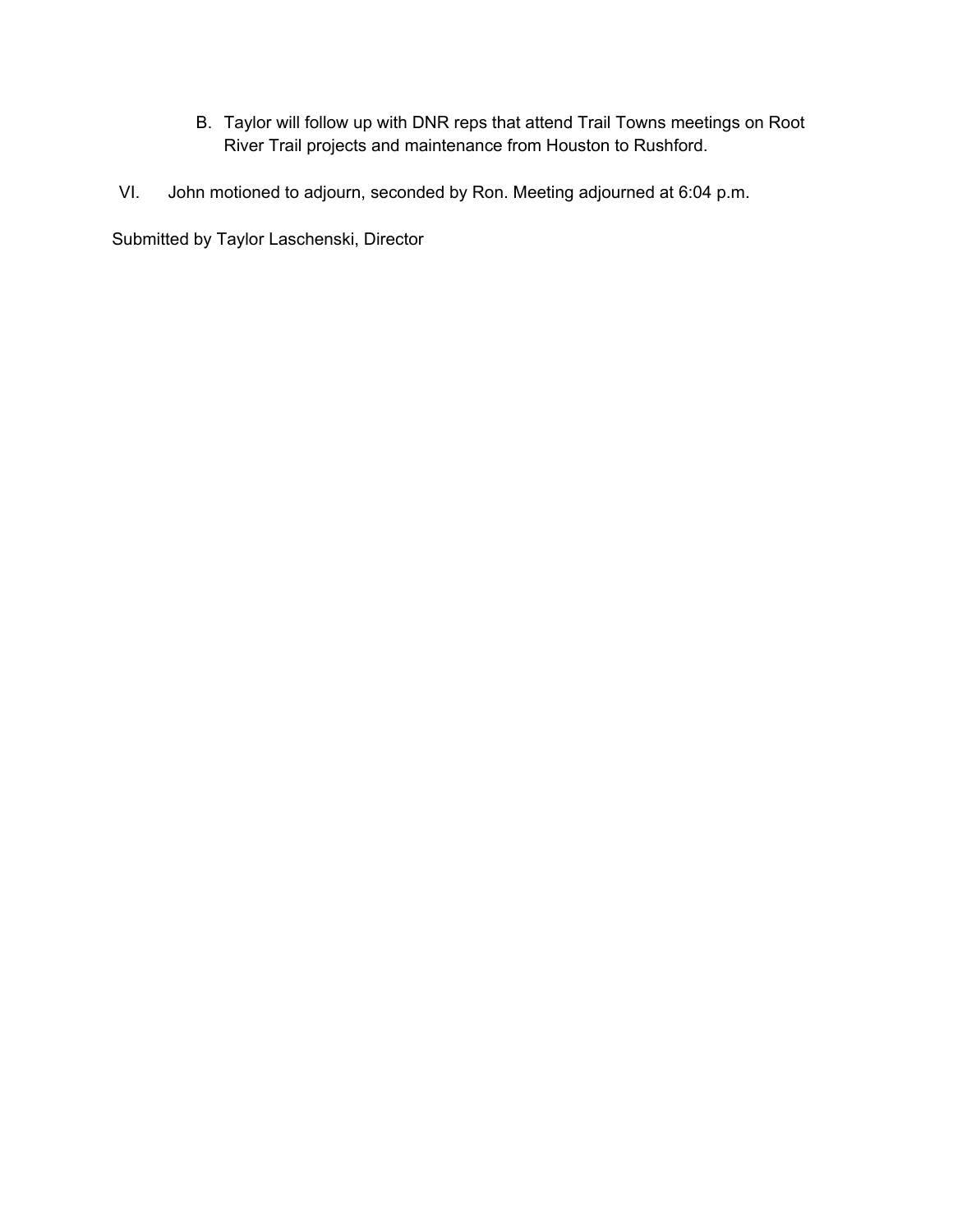B. Taylor will follow up with DNR reps that attend Trail Towns meetings on Root River Trail projects and maintenance from Houston to Rushford.

VI. John motioned to adjourn, seconded by Ron. Meeting adjourned at 6:04 p.m.

Submitted by Taylor Laschenski, Director